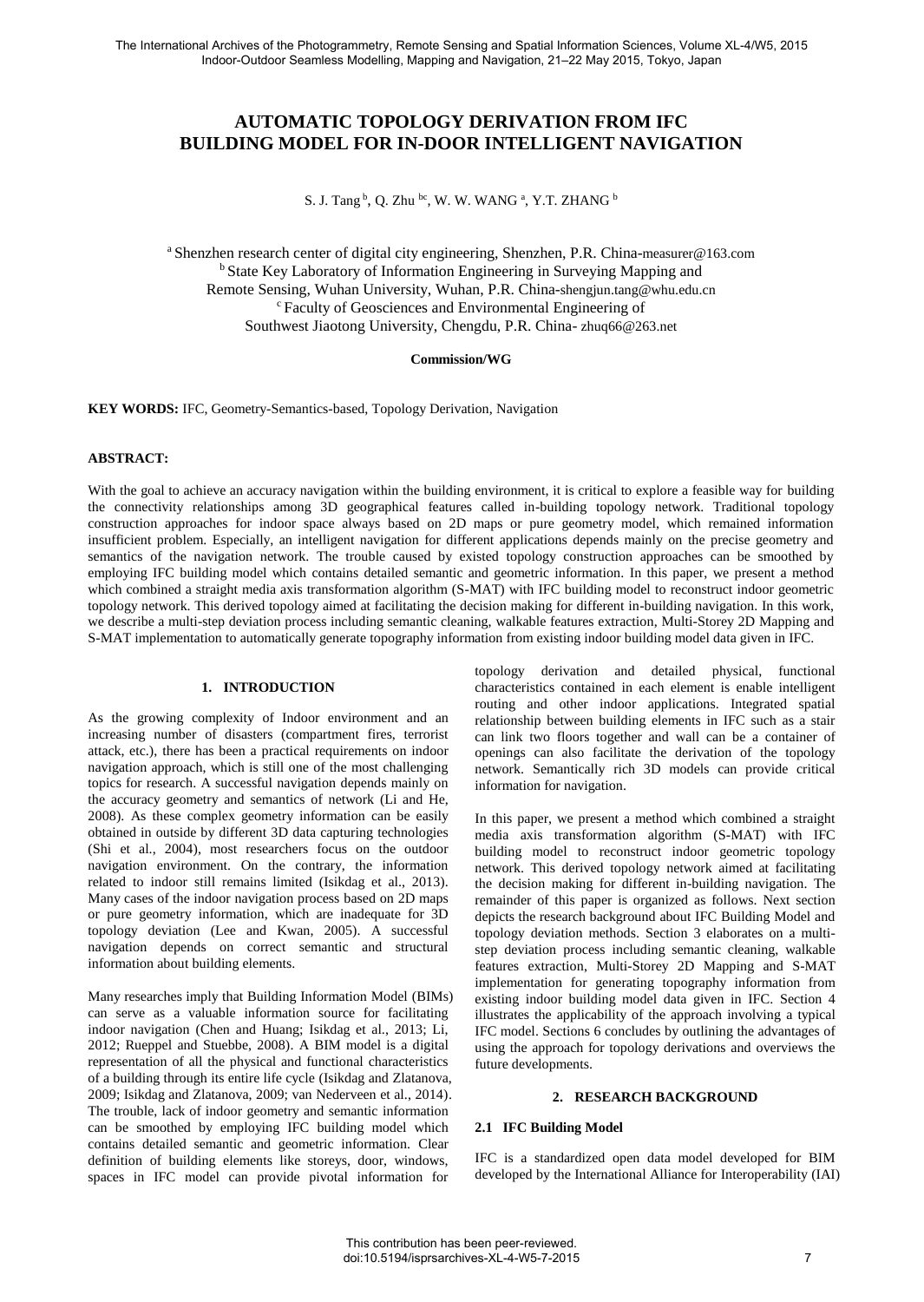# AUTOMATIC TOPOLOGY DERIVATION FROM IFC BUILDING MODEL FOR IN-DOOR INTELLIGENT NAVIGATION

S. J. Tang [b], Q. Zhu [bc], W. W. WANG [a], Y.T. ZHANG [b]

[a] Shenzhen research center of digital city engineering, Shenzhen, P.R. China-measurer@163.com
[b] State Key Laboratory of Information Engineering in Surveying Mapping and Remote Sensing, Wuhan University, Wuhan, P.R. China-shengjun.tang@whu.edu.cn
[c] Faculty of Geosciences and Environmental Engineering of Southwest Jiaotong University, Chengdu, P.R. China- zhuq66@263.net

**Commission/WG**

**KEY WORDS:** IFC, Geometry-Semantics-based, Topology Derivation, Navigation

**ABSTRACT:**

With the goal to achieve an accuracy navigation within the building environment, it is critical to explore a feasible way for building the connectivity relationships among 3D geographical features called in-building topology network. Traditional topology construction approaches for indoor space always based on 2D maps or pure geometry model, which remained information insufficient problem. Especially, an intelligent navigation for different applications depends mainly on the precise geometry and semantics of the navigation network. The trouble caused by existed topology construction approaches can be smoothed by employing IFC building model which contains detailed semantic and geometric information. In this paper, we present a method which combined a straight media axis transformation algorithm (S-MAT) with IFC building model to reconstruct indoor geometric topology network. This derived topology aimed at facilitating the decision making for different in-building navigation. In this work, we describe a multi-step deviation process including semantic cleaning, walkable features extraction, Multi-Storey 2D Mapping and S-MAT implementation to automatically generate topography information from existing indoor building model data given in IFC.

## 1. INTRODUCTION

As the growing complexity of Indoor environment and an increasing number of disasters (compartment fires, terrorist attack, etc.), there has been a practical requirements on indoor navigation approach, which is still one of the most challenging topics for research. A successful navigation depends mainly on the accuracy geometry and semantics of network (Li and He, 2008). As these complex geometry information can be easily obtained in outside by different 3D data capturing technologies (Shi et al., 2004), most researchers focus on the outdoor navigation environment. On the contrary, the information related to indoor still remains limited (Isikdag et al., 2013). Many cases of the indoor navigation process based on 2D maps or pure geometry information, which are inadequate for 3D topology deviation (Lee and Kwan, 2005). A successful navigation depends on correct semantic and structural information about building elements.

Many researches imply that Building Information Model (BIMs) can serve as a valuable information source for facilitating indoor navigation (Chen and Huang; Isikdag et al., 2013; Li, 2012; Rueppel and Stuebbe, 2008). A BIM model is a digital representation of all the physical and functional characteristics of a building through its entire life cycle (Isikdag and Zlatanova, 2009; Isikdag and Zlatanova, 2009; van Nederveen et al., 2014). The trouble, lack of indoor geometry and semantic information can be smoothed by employing IFC building model which contains detailed semantic and geometric information. Clear definition of building elements like storeys, door, windows, spaces in IFC model can provide pivotal information for topology derivation and detailed physical, functional characteristics contained in each element is enable intelligent routing and other indoor applications. Integrated spatial relationship between building elements in IFC such as a stair can link two floors together and wall can be a container of openings can also facilitate the derivation of the topology network. Semantically rich 3D models can provide critical information for navigation.

In this paper, we present a method which combined a straight media axis transformation algorithm (S-MAT) with IFC building model to reconstruct indoor geometric topology network. This derived topology network aimed at facilitating the decision making for different in-building navigation. The remainder of this paper is organized as follows. Next section depicts the research background about IFC Building Model and topology deviation methods. Section 3 elaborates on a multi-step deviation process including semantic cleaning, walkable features extraction, Multi-Storey 2D Mapping and S-MAT implementation for generating topography information from existing indoor building model data given in IFC. Section 4 illustrates the applicability of the approach involving a typical IFC model. Sections 6 concludes by outlining the advantages of using the approach for topology derivations and overviews the future developments.

## 2. RESEARCH BACKGROUND

### 2.1 IFC Building Model

IFC is a standardized open data model developed for BIM developed by the International Alliance for Interoperability (IAI)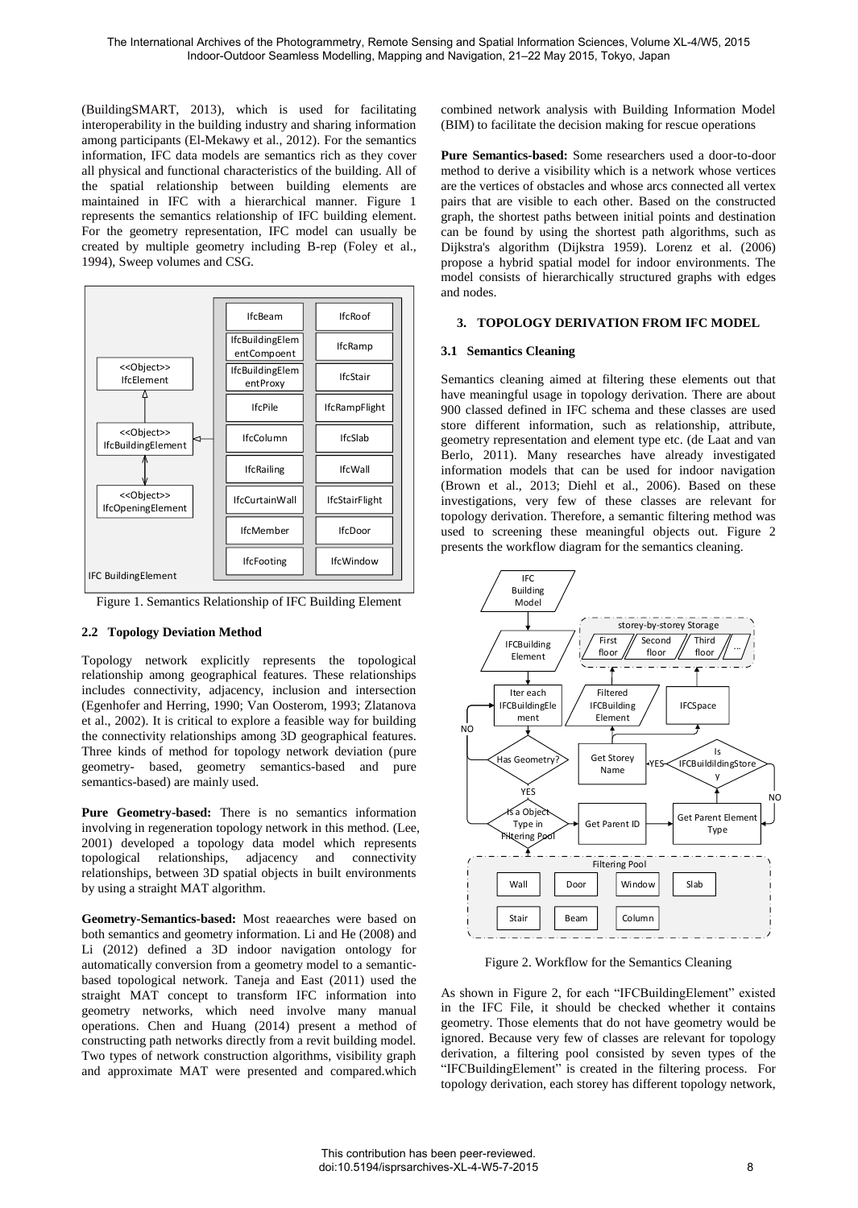(BuildingSMART, 2013), which is used for facilitating interoperability in the building industry and sharing information among participants (El-Mekawy et al., 2012). For the semantics information, IFC data models are semantics rich as they cover all physical and functional characteristics of the building. All of the spatial relationship between building elements are maintained in IFC with a hierarchical manner. Figure 1 represents the semantics relationship of IFC building element. For the geometry representation, IFC model can usually be created by multiple geometry including B-rep (Foley et al., 1994), Sweep volumes and CSG.

Figure 1. Semantics Relationship of IFC Building Element

### 2.2 Topology Deviation Method

Topology network explicitly represents the topological relationship among geographical features. These relationships includes connectivity, adjacency, inclusion and intersection (Egenhofer and Herring, 1990; Van Oosterom, 1993; Zlatanova et al., 2002). It is critical to explore a feasible way for building the connectivity relationships among 3D geographical features. Three kinds of method for topology network deviation (pure geometry- based, geometry semantics-based and pure semantics-based) are mainly used.

**Pure Geometry-based:** There is no semantics information involving in regeneration topology network in this method. (Lee, 2001) developed a topology data model which represents topological relationships, adjacency and connectivity relationships, between 3D spatial objects in built environments by using a straight MAT algorithm.

**Geometry-Semantics-based:** Most reaearches were based on both semantics and geometry information. Li and He (2008) and Li (2012) defined a 3D indoor navigation ontology for automatically conversion from a geometry model to a semantic-based topological network. Taneja and East (2011) used the straight MAT concept to transform IFC information into geometry networks, which need involve many manual operations. Chen and Huang (2014) present a method of constructing path networks directly from a revit building model. Two types of network construction algorithms, visibility graph and approximate MAT were presented and compared.which combined network analysis with Building Information Model (BIM) to facilitate the decision making for rescue operations

**Pure Semantics-based:** Some researchers used a door-to-door method to derive a visibility which is a network whose vertices are the vertices of obstacles and whose arcs connected all vertex pairs that are visible to each other. Based on the constructed graph, the shortest paths between initial points and destination can be found by using the shortest path algorithms, such as Dijkstra's algorithm (Dijkstra 1959). Lorenz et al. (2006) propose a hybrid spatial model for indoor environments. The model consists of hierarchically structured graphs with edges and nodes.

## 3. TOPOLOGY DERIVATION FROM IFC MODEL

### 3.1 Semantics Cleaning

Semantics cleaning aimed at filtering these elements out that have meaningful usage in topology derivation. There are about 900 classed defined in IFC schema and these classes are used store different information, such as relationship, attribute, geometry representation and element type etc. (de Laat and van Berlo, 2011). Many researches have already investigated information models that can be used for indoor navigation (Brown et al., 2013; Diehl et al., 2006). Based on these investigations, very few of these classes are relevant for topology derivation. Therefore, a semantic filtering method was used to screening these meaningful objects out. Figure 2 presents the workflow diagram for the semantics cleaning.

Figure 2. Workflow for the Semantics Cleaning

As shown in Figure 2, for each "IFCBuildingElement" existed in the IFC File, it should be checked whether it contains geometry. Those elements that do not have geometry would be ignored. Because very few of classes are relevant for topology derivation, a filtering pool consisted by seven types of the "IFCBuildingElement" is created in the filtering process. For topology derivation, each storey has different topology network,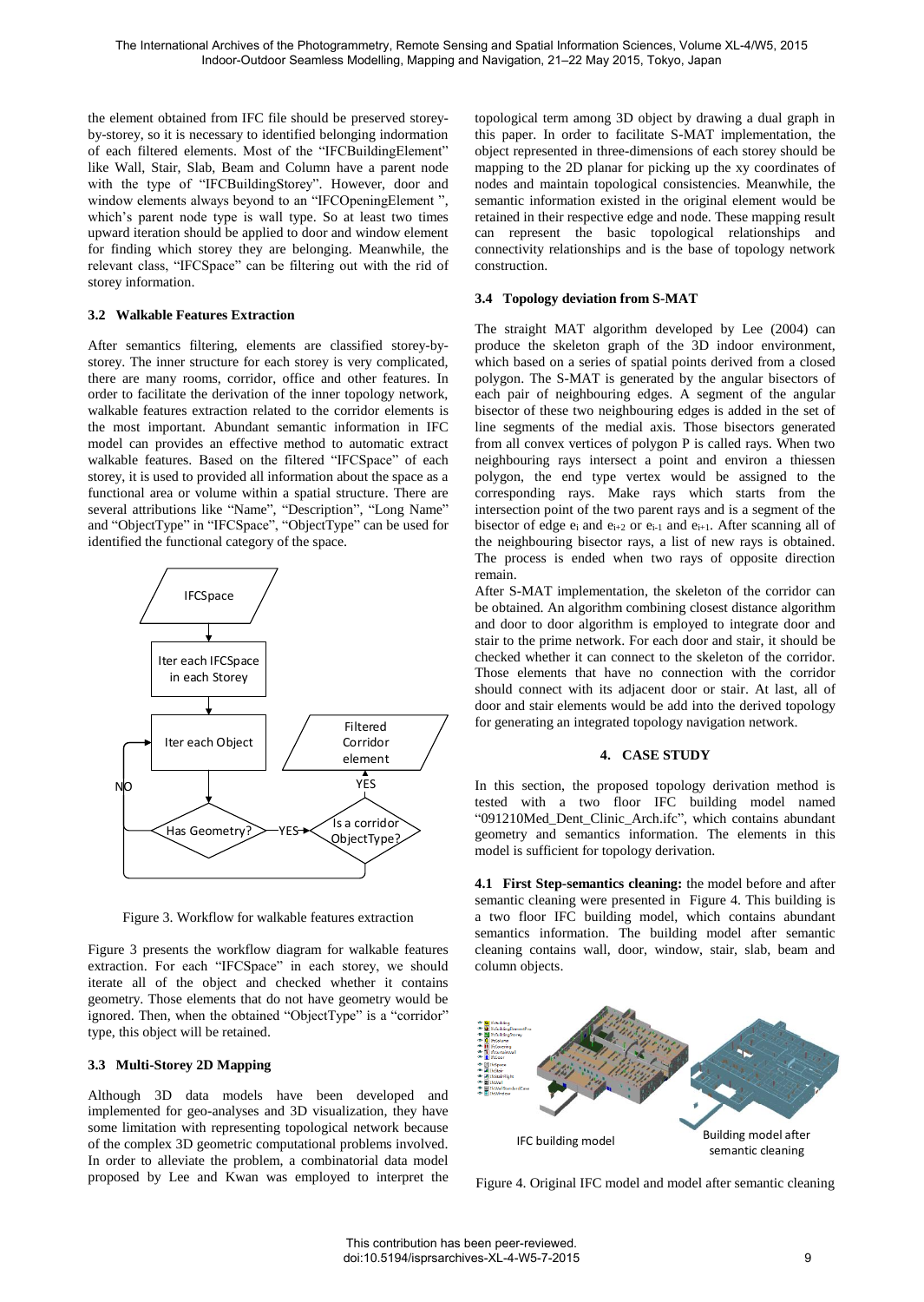the element obtained from IFC file should be preserved storey-by-storey, so it is necessary to identified belonging indormation of each filtered elements. Most of the "IFCBuildingElement" like Wall, Stair, Slab, Beam and Column have a parent node with the type of "IFCBuildingStorey". However, door and window elements always beyond to an "IFCOpeningElement ", which's parent node type is wall type. So at least two times upward iteration should be applied to door and window element for finding which storey they are belonging. Meanwhile, the relevant class, "IFCSpace" can be filtering out with the rid of storey information.

### 3.2 Walkable Features Extraction

After semantics filtering, elements are classified storey-by-storey. The inner structure for each storey is very complicated, there are many rooms, corridor, office and other features. In order to facilitate the derivation of the inner topology network, walkable features extraction related to the corridor elements is the most important. Abundant semantic information in IFC model can provides an effective method to automatic extract walkable features. Based on the filtered "IFCSpace" of each storey, it is used to provided all information about the space as a functional area or volume within a spatial structure. There are several attributions like "Name", "Description", "Long Name" and "ObjectType" in "IFCSpace", "ObjectType" can be used for identified the functional category of the space.

Figure 3. Workflow for walkable features extraction

Figure 3 presents the workflow diagram for walkable features extraction. For each "IFCSpace" in each storey, we should iterate all of the object and checked whether it contains geometry. Those elements that do not have geometry would be ignored. Then, when the obtained "ObjectType" is a "corridor" type, this object will be retained.

### 3.3 Multi-Storey 2D Mapping

Although 3D data models have been developed and implemented for geo-analyses and 3D visualization, they have some limitation with representing topological network because of the complex 3D geometric computational problems involved. In order to alleviate the problem, a combinatorial data model proposed by Lee and Kwan was employed to interpret the topological term among 3D object by drawing a dual graph in this paper. In order to facilitate S-MAT implementation, the object represented in three-dimensions of each storey should be mapping to the 2D planar for picking up the xy coordinates of nodes and maintain topological consistencies. Meanwhile, the semantic information existed in the original element would be retained in their respective edge and node. These mapping result can represent the basic topological relationships and connectivity relationships and is the base of topology network construction.

### 3.4 Topology deviation from S-MAT

The straight MAT algorithm developed by Lee (2004) can produce the skeleton graph of the 3D indoor environment, which based on a series of spatial points derived from a closed polygon. The S-MAT is generated by the angular bisectors of each pair of neighbouring edges. A segment of the angular bisector of these two neighbouring edges is added in the set of line segments of the medial axis. Those bisectors generated from all convex vertices of polygon P is called rays. When two neighbouring rays intersect a point and environ a thiessen polygon, the end type vertex would be assigned to the corresponding rays. Make rays which starts from the intersection point of the two parent rays and is a segment of the bisector of edge $e_i$ and $e_{i+2}$ or $e_{i-1}$ and $e_{i+1}$. After scanning all of the neighbouring bisector rays, a list of new rays is obtained. The process is ended when two rays of opposite direction remain.

After S-MAT implementation, the skeleton of the corridor can be obtained. An algorithm combining closest distance algorithm and door to door algorithm is employed to integrate door and stair to the prime network. For each door and stair, it should be checked whether it can connect to the skeleton of the corridor. Those elements that have no connection with the corridor should connect with its adjacent door or stair. At last, all of door and stair elements would be add into the derived topology for generating an integrated topology navigation network.

## 4. CASE STUDY

In this section, the proposed topology derivation method is tested with a two floor IFC building model named "091210Med_Dent_Clinic_Arch.ifc", which contains abundant geometry and semantics information. The elements in this model is sufficient for topology derivation.

**4.1 First Step-semantics cleaning:** the model before and after semantic cleaning were presented in Figure 4. This building is a two floor IFC building model, which contains abundant semantics information. The building model after semantic cleaning contains wall, door, window, stair, slab, beam and column objects.

Figure 4. Original IFC model and model after semantic cleaning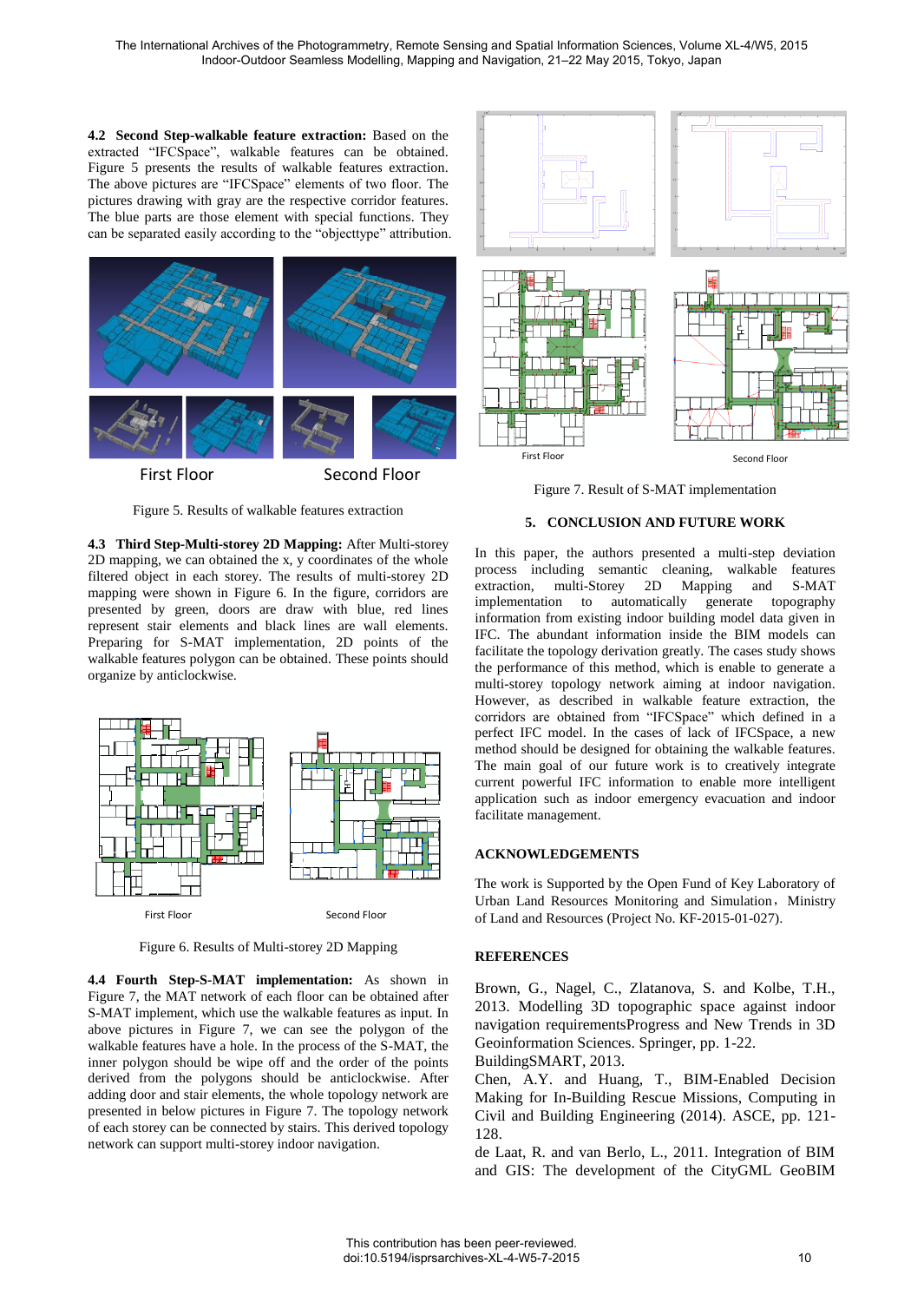**4.2 Second Step-walkable feature extraction:** Based on the extracted "IFCSpace", walkable features can be obtained. Figure 5 presents the results of walkable features extraction. The above pictures are "IFCSpace" elements of two floor. The pictures drawing with gray are the respective corridor features. The blue parts are those element with special functions. They can be separated easily according to the "objecttype" attribution.

First Floor Second Floor

Figure 5. Results of walkable features extraction

**4.3 Third Step-Multi-storey 2D Mapping:** After Multi-storey 2D mapping, we can obtained the x, y coordinates of the whole filtered object in each storey. The results of multi-storey 2D mapping were shown in Figure 6. In the figure, corridors are presented by green, doors are draw with blue, red lines represent stair elements and black lines are wall elements. Preparing for S-MAT implementation, 2D points of the walkable features polygon can be obtained. These points should organize by anticlockwise.

First Floor Second Floor

Figure 6. Results of Multi-storey 2D Mapping

**4.4 Fourth Step-S-MAT implementation:** As shown in Figure 7, the MAT network of each floor can be obtained after S-MAT implement, which use the walkable features as input. In above pictures in Figure 7, we can see the polygon of the walkable features have a hole. In the process of the S-MAT, the inner polygon should be wipe off and the order of the points derived from the polygons should be anticlockwise. After adding door and stair elements, the whole topology network are presented in below pictures in Figure 7. The topology network of each storey can be connected by stairs. This derived topology network can support multi-storey indoor navigation.

First Floor Second Floor

Figure 7. Result of S-MAT implementation

## 5. CONCLUSION AND FUTURE WORK

In this paper, the authors presented a multi-step deviation process including semantic cleaning, walkable features extraction, multi-Storey 2D Mapping and S-MAT implementation to automatically generate topography information from existing indoor building model data given in IFC. The abundant information inside the BIM models can facilitate the topology derivation greatly. The cases study shows the performance of this method, which is enable to generate a multi-storey topology network aiming at indoor navigation. However, as described in walkable feature extraction, the corridors are obtained from "IFCSpace" which defined in a perfect IFC model. In the cases of lack of IFCSpace, a new method should be designed for obtaining the walkable features. The main goal of our future work is to creatively integrate current powerful IFC information to enable more intelligent application such as indoor emergency evacuation and indoor facilitate management.

## ACKNOWLEDGEMENTS

The work is Supported by the Open Fund of Key Laboratory of Urban Land Resources Monitoring and Simulation，Ministry of Land and Resources (Project No. KF-2015-01-027).

## REFERENCES

Brown, G., Nagel, C., Zlatanova, S. and Kolbe, T.H., 2013. Modelling 3D topographic space against indoor navigation requirementsProgress and New Trends in 3D Geoinformation Sciences. Springer, pp. 1-22.

BuildingSMART, 2013.

Chen, A.Y. and Huang, T., BIM-Enabled Decision Making for In-Building Rescue Missions, Computing in Civil and Building Engineering (2014). ASCE, pp. 121-128.

de Laat, R. and van Berlo, L., 2011. Integration of BIM and GIS: The development of the CityGML GeoBIM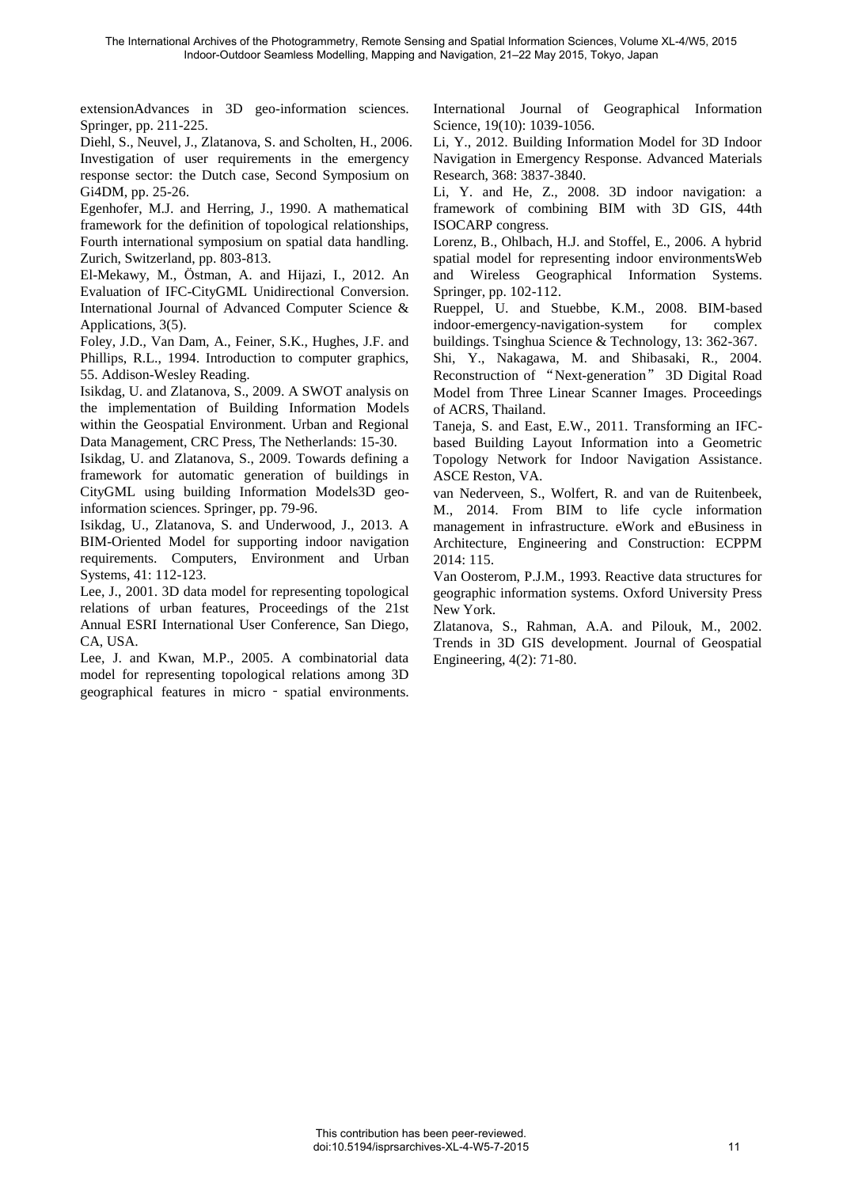extensionAdvances in 3D geo-information sciences. Springer, pp. 211-225.

Diehl, S., Neuvel, J., Zlatanova, S. and Scholten, H., 2006. Investigation of user requirements in the emergency response sector: the Dutch case, Second Symposium on Gi4DM, pp. 25-26.

Egenhofer, M.J. and Herring, J., 1990. A mathematical framework for the definition of topological relationships, Fourth international symposium on spatial data handling. Zurich, Switzerland, pp. 803-813.

El-Mekawy, M., Östman, A. and Hijazi, I., 2012. An Evaluation of IFC-CityGML Unidirectional Conversion. International Journal of Advanced Computer Science & Applications, 3(5).

Foley, J.D., Van Dam, A., Feiner, S.K., Hughes, J.F. and Phillips, R.L., 1994. Introduction to computer graphics, 55. Addison-Wesley Reading.

Isikdag, U. and Zlatanova, S., 2009. A SWOT analysis on the implementation of Building Information Models within the Geospatial Environment. Urban and Regional Data Management, CRC Press, The Netherlands: 15-30.

Isikdag, U. and Zlatanova, S., 2009. Towards defining a framework for automatic generation of buildings in CityGML using building Information Models3D geo-information sciences. Springer, pp. 79-96.

Isikdag, U., Zlatanova, S. and Underwood, J., 2013. A BIM-Oriented Model for supporting indoor navigation requirements. Computers, Environment and Urban Systems, 41: 112-123.

Lee, J., 2001. 3D data model for representing topological relations of urban features, Proceedings of the 21st Annual ESRI International User Conference, San Diego, CA, USA.

Lee, J. and Kwan, M.P., 2005. A combinatorial data model for representing topological relations among 3D geographical features in micro‐spatial environments. International Journal of Geographical Information Science, 19(10): 1039-1056.

Li, Y., 2012. Building Information Model for 3D Indoor Navigation in Emergency Response. Advanced Materials Research, 368: 3837-3840.

Li, Y. and He, Z., 2008. 3D indoor navigation: a framework of combining BIM with 3D GIS, 44th ISOCARP congress.

Lorenz, B., Ohlbach, H.J. and Stoffel, E., 2006. A hybrid spatial model for representing indoor environmentsWeb and Wireless Geographical Information Systems. Springer, pp. 102-112.

Rueppel, U. and Stuebbe, K.M., 2008. BIM-based indoor-emergency-navigation-system for complex buildings. Tsinghua Science & Technology, 13: 362-367.

Shi, Y., Nakagawa, M. and Shibasaki, R., 2004. Reconstruction of “Next-generation” 3D Digital Road Model from Three Linear Scanner Images. Proceedings of ACRS, Thailand.

Taneja, S. and East, E.W., 2011. Transforming an IFC-based Building Layout Information into a Geometric Topology Network for Indoor Navigation Assistance. ASCE Reston, VA.

van Nederveen, S., Wolfert, R. and van de Ruitenbeek, M., 2014. From BIM to life cycle information management in infrastructure. eWork and eBusiness in Architecture, Engineering and Construction: ECPPM 2014: 115.

Van Oosterom, P.J.M., 1993. Reactive data structures for geographic information systems. Oxford University Press New York.

Zlatanova, S., Rahman, A.A. and Pilouk, M., 2002. Trends in 3D GIS development. Journal of Geospatial Engineering, 4(2): 71-80.